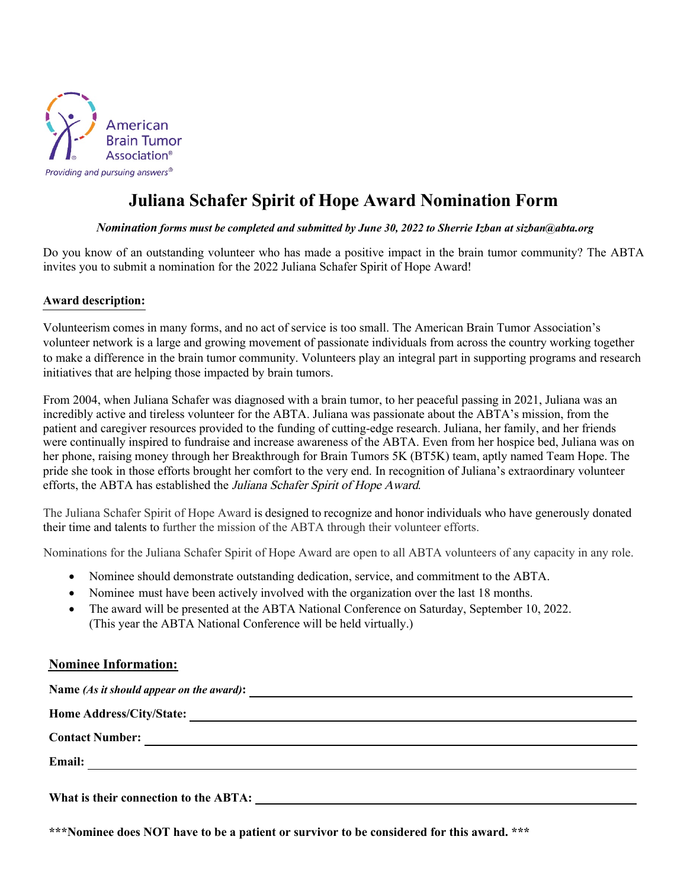American Brain Tumor Association®

*Providing and pursuing answers®*

# Juliana Schafer Spirit of Hope Award Nomination Form

***Nomination forms must be completed and submitted by June 30, 2022 to Sherrie Izban at sizban@abta.org***

Do you know of an outstanding volunteer who has made a positive impact in the brain tumor community? The ABTA invites you to submit a nomination for the 2022 Juliana Schafer Spirit of Hope Award!

**Award description:**

Volunteerism comes in many forms, and no act of service is too small. The American Brain Tumor Association's volunteer network is a large and growing movement of passionate individuals from across the country working together to make a difference in the brain tumor community. Volunteers play an integral part in supporting programs and research initiatives that are helping those impacted by brain tumors.

From 2004, when Juliana Schafer was diagnosed with a brain tumor, to her peaceful passing in 2021, Juliana was an incredibly active and tireless volunteer for the ABTA. Juliana was passionate about the ABTA's mission, from the patient and caregiver resources provided to the funding of cutting-edge research. Juliana, her family, and her friends were continually inspired to fundraise and increase awareness of the ABTA. Even from her hospice bed, Juliana was on her phone, raising money through her Breakthrough for Brain Tumors 5K (BT5K) team, aptly named Team Hope. The pride she took in those efforts brought her comfort to the very end. In recognition of Juliana's extraordinary volunteer efforts, the ABTA has established the *Juliana Schafer Spirit of Hope Award*.

The Juliana Schafer Spirit of Hope Award is designed to recognize and honor individuals who have generously donated their time and talents to further the mission of the ABTA through their volunteer efforts.

Nominations for the Juliana Schafer Spirit of Hope Award are open to all ABTA volunteers of any capacity in any role.

- Nominee should demonstrate outstanding dedication, service, and commitment to the ABTA.
- Nominee must have been actively involved with the organization over the last 18 months.
- The award will be presented at the ABTA National Conference on Saturday, September 10, 2022. (This year the ABTA National Conference will be held virtually.)

**Nominee Information:**

**Name** ***(As it should appear on the award)*****:** ______________________________

**Home Address/City/State:** ______________________________

**Contact Number:** ______________________________

**Email:** ______________________________

**What is their connection to the ABTA:** ______________________________

**\*\*\*Nominee does NOT have to be a patient or survivor to be considered for this award. \*\*\***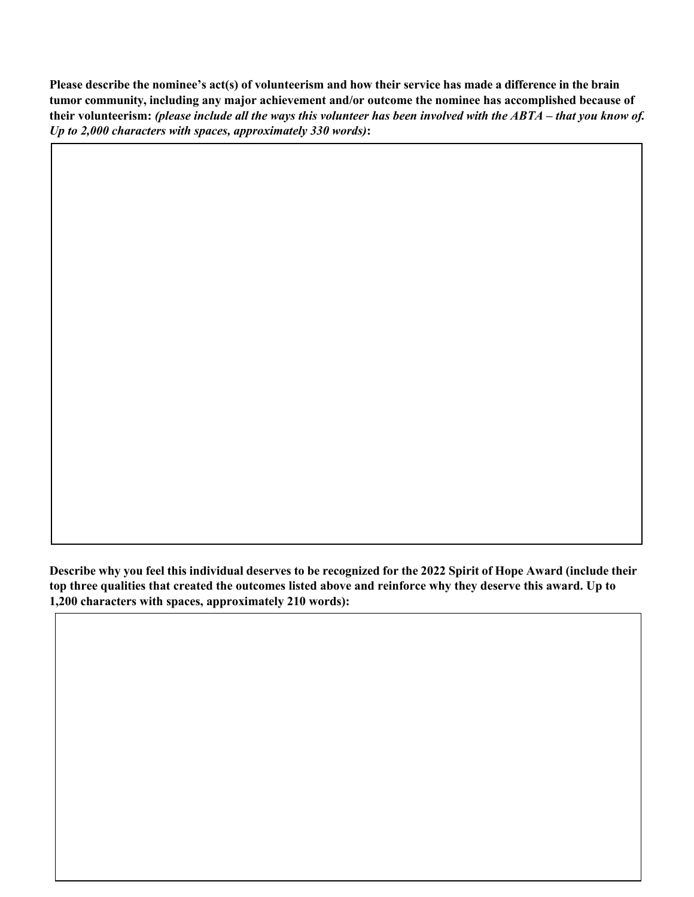**Please describe the nominee's act(s) of volunteerism and how their service has made a difference in the brain tumor community, including any major achievement and/or outcome the nominee has accomplished because of their volunteerism:** ***(please include all the ways this volunteer has been involved with the ABTA – that you know of. Up to 2,000 characters with spaces, approximately 330 words)*****:**

**Describe why you feel this individual deserves to be recognized for the 2022 Spirit of Hope Award (include their top three qualities that created the outcomes listed above and reinforce why they deserve this award. Up to 1,200 characters with spaces, approximately 210 words):**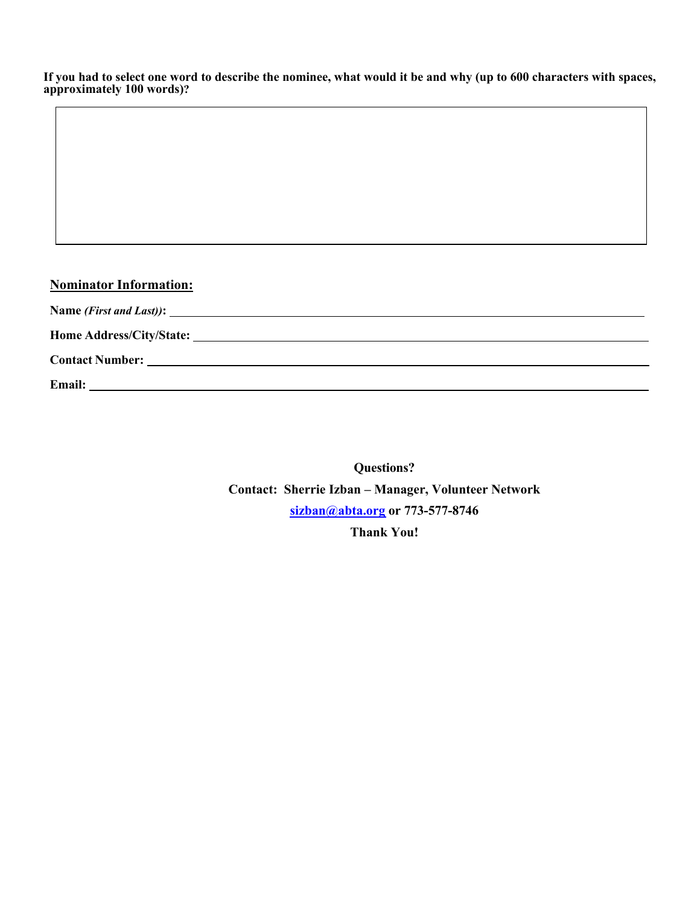**If you had to select one word to describe the nominee, what would it be and why (up to 600 characters with spaces, approximately 100 words)?**

| |
|---|
| |

**Nominator Information:**

**Name *(First and Last))*:** ______________________________

**Home Address/City/State:** ______________________________

**Contact Number:** ______________________________

**Email:** ______________________________

**Questions?**

**Contact: Sherrie Izban – Manager, Volunteer Network**

**sizban@abta.org or 773-577-8746**

**Thank You!**